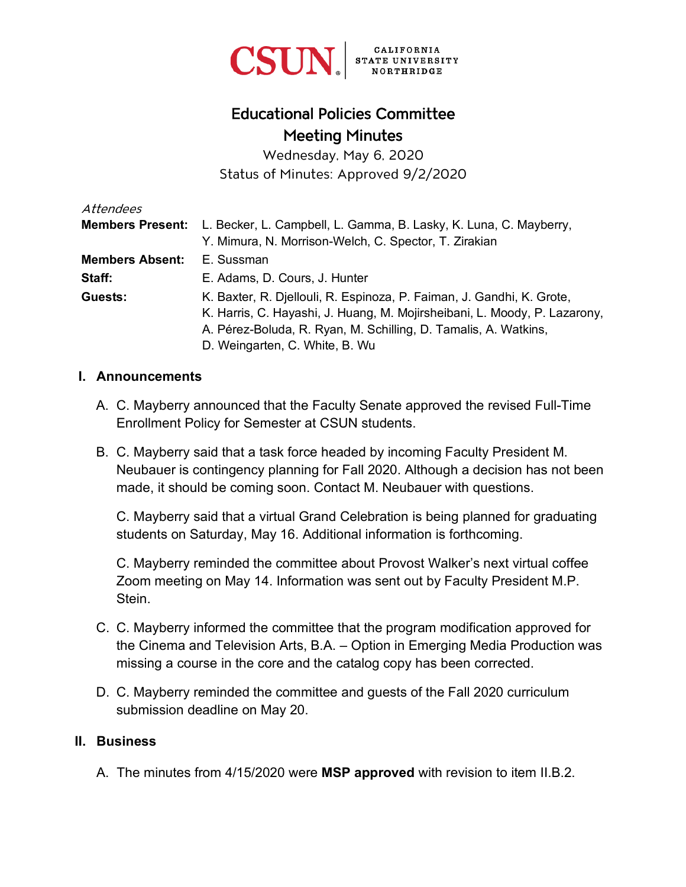CSUN | CALIFORNIA STATE UNIVERSITY NORTHRIDGE

# Educational Policies Committee
# Meeting Minutes

Wednesday, May 6, 2020
Status of Minutes: Approved 9/2/2020

*Attendees*

**Members Present:** L. Becker, L. Campbell, L. Gamma, B. Lasky, K. Luna, C. Mayberry, Y. Mimura, N. Morrison-Welch, C. Spector, T. Zirakian

**Members Absent:** E. Sussman

**Staff:** E. Adams, D. Cours, J. Hunter

**Guests:** K. Baxter, R. Djellouli, R. Espinoza, P. Faiman, J. Gandhi, K. Grote, K. Harris, C. Hayashi, J. Huang, M. Mojirsheibani, L. Moody, P. Lazarony, A. Pérez-Boluda, R. Ryan, M. Schilling, D. Tamalis, A. Watkins, D. Weingarten, C. White, B. Wu

## I. Announcements

A. C. Mayberry announced that the Faculty Senate approved the revised Full-Time Enrollment Policy for Semester at CSUN students.

B. C. Mayberry said that a task force headed by incoming Faculty President M. Neubauer is contingency planning for Fall 2020. Although a decision has not been made, it should be coming soon. Contact M. Neubauer with questions.

   C. Mayberry said that a virtual Grand Celebration is being planned for graduating students on Saturday, May 16. Additional information is forthcoming.

   C. Mayberry reminded the committee about Provost Walker's next virtual coffee Zoom meeting on May 14. Information was sent out by Faculty President M.P. Stein.

C. C. Mayberry informed the committee that the program modification approved for the Cinema and Television Arts, B.A. – Option in Emerging Media Production was missing a course in the core and the catalog copy has been corrected.

D. C. Mayberry reminded the committee and guests of the Fall 2020 curriculum submission deadline on May 20.

## II. Business

A. The minutes from 4/15/2020 were **MSP approved** with revision to item II.B.2.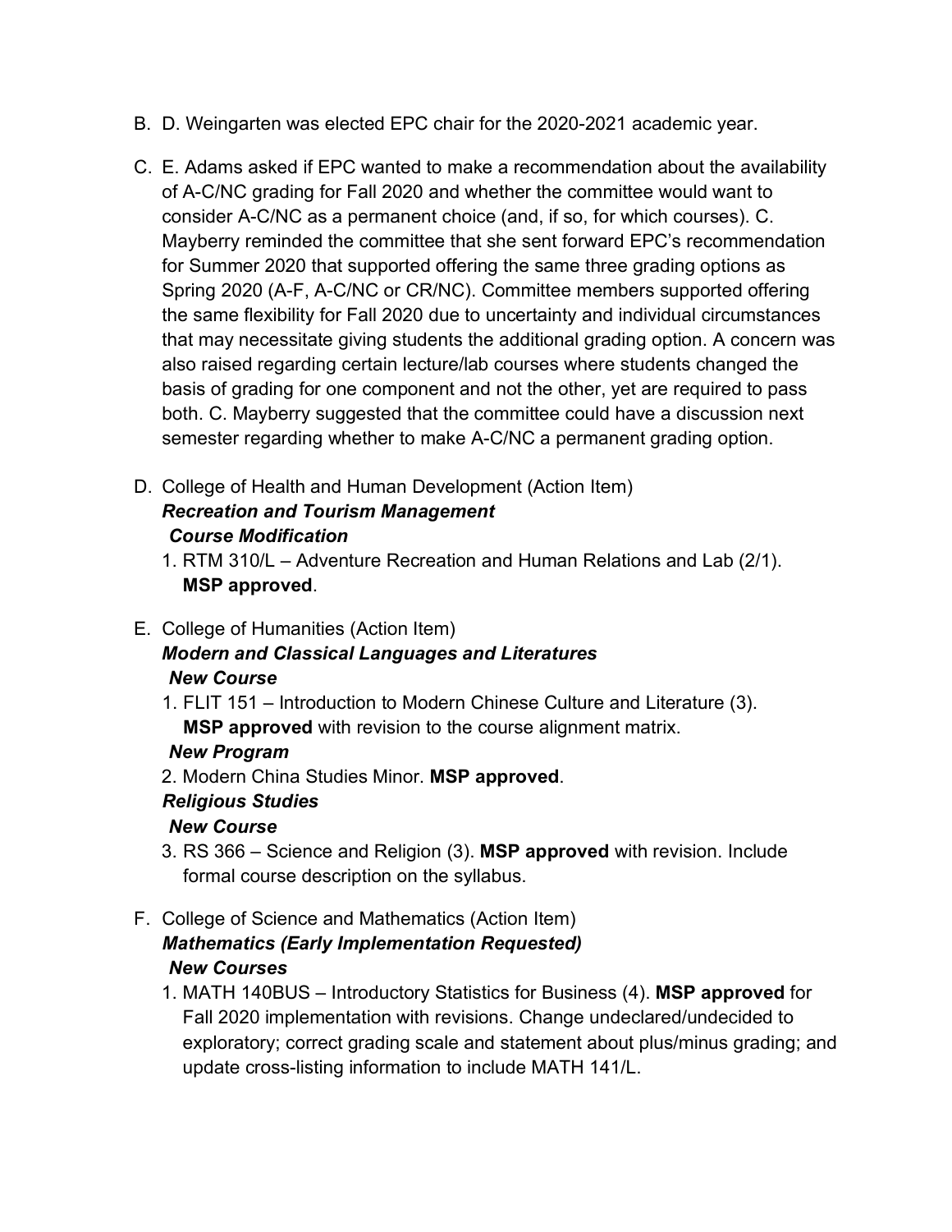B. D. Weingarten was elected EPC chair for the 2020-2021 academic year.

C. E. Adams asked if EPC wanted to make a recommendation about the availability of A-C/NC grading for Fall 2020 and whether the committee would want to consider A-C/NC as a permanent choice (and, if so, for which courses). C. Mayberry reminded the committee that she sent forward EPC's recommendation for Summer 2020 that supported offering the same three grading options as Spring 2020 (A-F, A-C/NC or CR/NC). Committee members supported offering the same flexibility for Fall 2020 due to uncertainty and individual circumstances that may necessitate giving students the additional grading option. A concern was also raised regarding certain lecture/lab courses where students changed the basis of grading for one component and not the other, yet are required to pass both. C. Mayberry suggested that the committee could have a discussion next semester regarding whether to make A-C/NC a permanent grading option.

D. College of Health and Human Development (Action Item)
   ***Recreation and Tourism Management***
   ***Course Modification***
   1. RTM 310/L – Adventure Recreation and Human Relations and Lab (2/1). **MSP approved**.

E. College of Humanities (Action Item)
   ***Modern and Classical Languages and Literatures***
   ***New Course***
   1. FLIT 151 – Introduction to Modern Chinese Culture and Literature (3). **MSP approved** with revision to the course alignment matrix.

   ***New Program***
   2. Modern China Studies Minor. **MSP approved**.

   ***Religious Studies***
   ***New Course***
   3. RS 366 – Science and Religion (3). **MSP approved** with revision. Include formal course description on the syllabus.

F. College of Science and Mathematics (Action Item)
   ***Mathematics (Early Implementation Requested)***
   ***New Courses***
   1. MATH 140BUS – Introductory Statistics for Business (4). **MSP approved** for Fall 2020 implementation with revisions. Change undeclared/undecided to exploratory; correct grading scale and statement about plus/minus grading; and update cross-listing information to include MATH 141/L.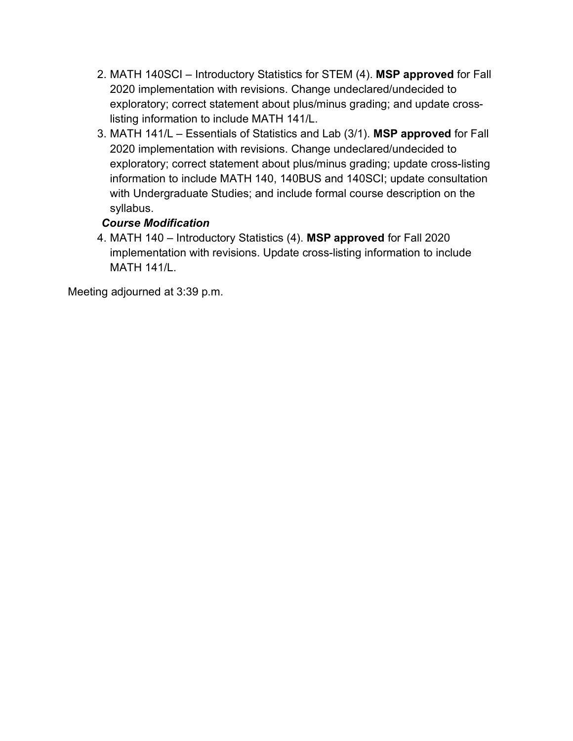2. MATH 140SCI – Introductory Statistics for STEM (4). **MSP approved** for Fall 2020 implementation with revisions. Change undeclared/undecided to exploratory; correct statement about plus/minus grading; and update cross-listing information to include MATH 141/L.
3. MATH 141/L – Essentials of Statistics and Lab (3/1). **MSP approved** for Fall 2020 implementation with revisions. Change undeclared/undecided to exploratory; correct statement about plus/minus grading; update cross-listing information to include MATH 140, 140BUS and 140SCI; update consultation with Undergraduate Studies; and include formal course description on the syllabus.

***Course Modification***

4. MATH 140 – Introductory Statistics (4). **MSP approved** for Fall 2020 implementation with revisions. Update cross-listing information to include MATH 141/L.

Meeting adjourned at 3:39 p.m.